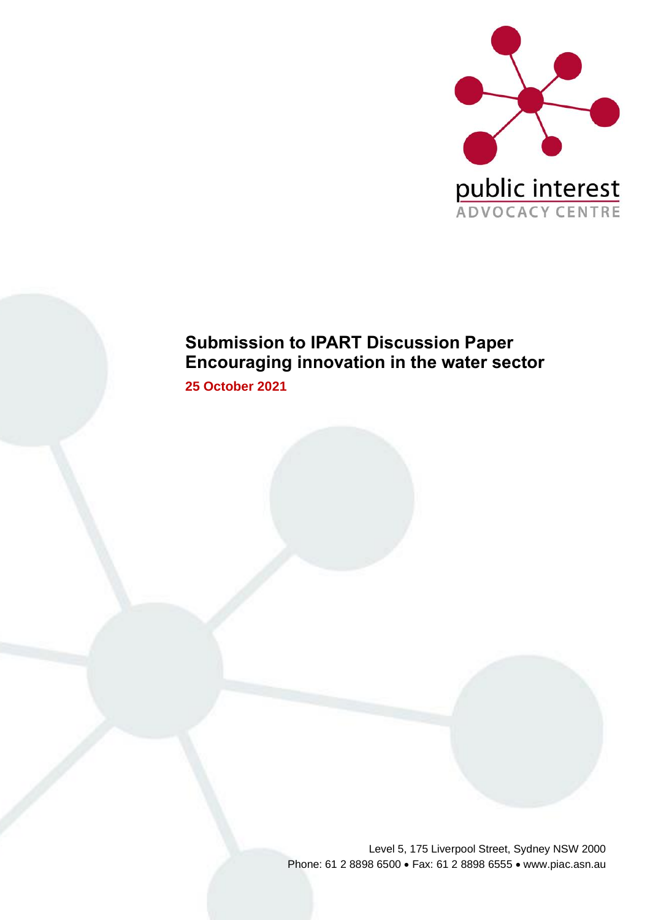public interest
ADVOCACY CENTRE

# Submission to IPART Discussion Paper Encouraging innovation in the water sector

**25 October 2021**

Level 5, 175 Liverpool Street, Sydney NSW 2000
Phone: 61 2 8898 6500 • Fax: 61 2 8898 6555 • www.piac.asn.au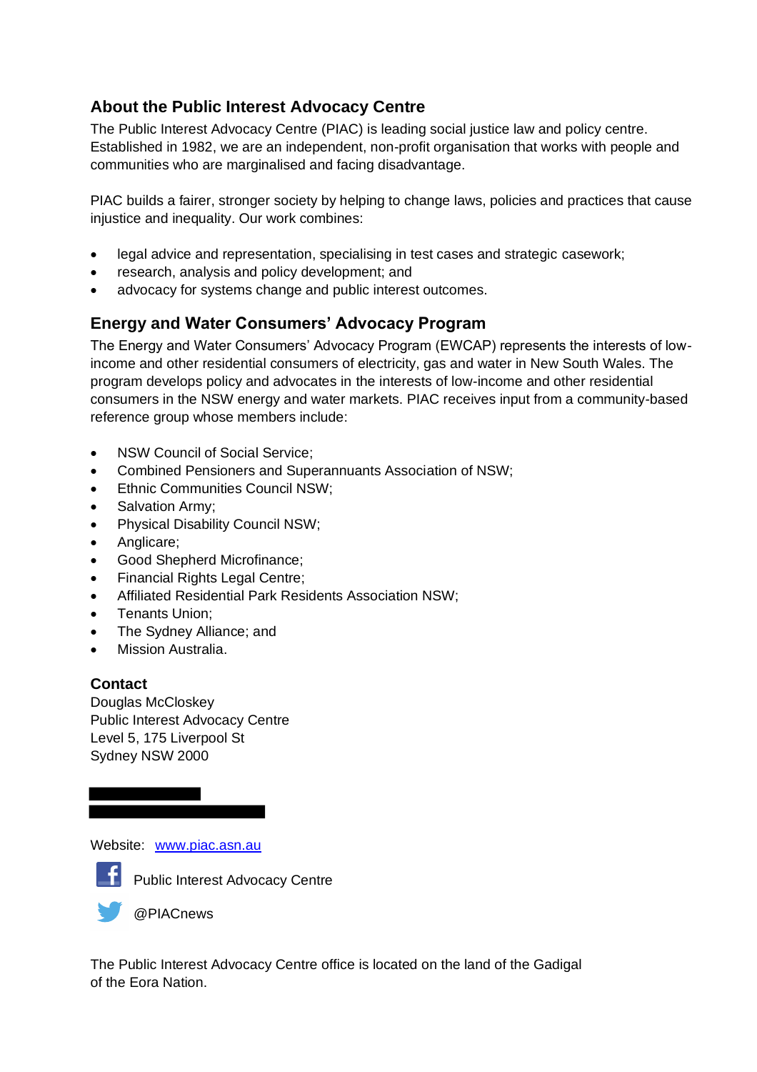## About the Public Interest Advocacy Centre

The Public Interest Advocacy Centre (PIAC) is leading social justice law and policy centre. Established in 1982, we are an independent, non-profit organisation that works with people and communities who are marginalised and facing disadvantage.

PIAC builds a fairer, stronger society by helping to change laws, policies and practices that cause injustice and inequality. Our work combines:

- legal advice and representation, specialising in test cases and strategic casework;
- research, analysis and policy development; and
- advocacy for systems change and public interest outcomes.

## Energy and Water Consumers' Advocacy Program

The Energy and Water Consumers' Advocacy Program (EWCAP) represents the interests of low-income and other residential consumers of electricity, gas and water in New South Wales. The program develops policy and advocates in the interests of low-income and other residential consumers in the NSW energy and water markets. PIAC receives input from a community-based reference group whose members include:

- NSW Council of Social Service;
- Combined Pensioners and Superannuants Association of NSW;
- Ethnic Communities Council NSW;
- Salvation Army;
- Physical Disability Council NSW;
- Anglicare;
- Good Shepherd Microfinance;
- Financial Rights Legal Centre;
- Affiliated Residential Park Residents Association NSW;
- Tenants Union;
- The Sydney Alliance; and
- Mission Australia.

**Contact**

Douglas McCloskey
Public Interest Advocacy Centre
Level 5, 175 Liverpool St
Sydney NSW 2000

Website: www.piac.asn.au

Public Interest Advocacy Centre

@PIACnews

The Public Interest Advocacy Centre office is located on the land of the Gadigal of the Eora Nation.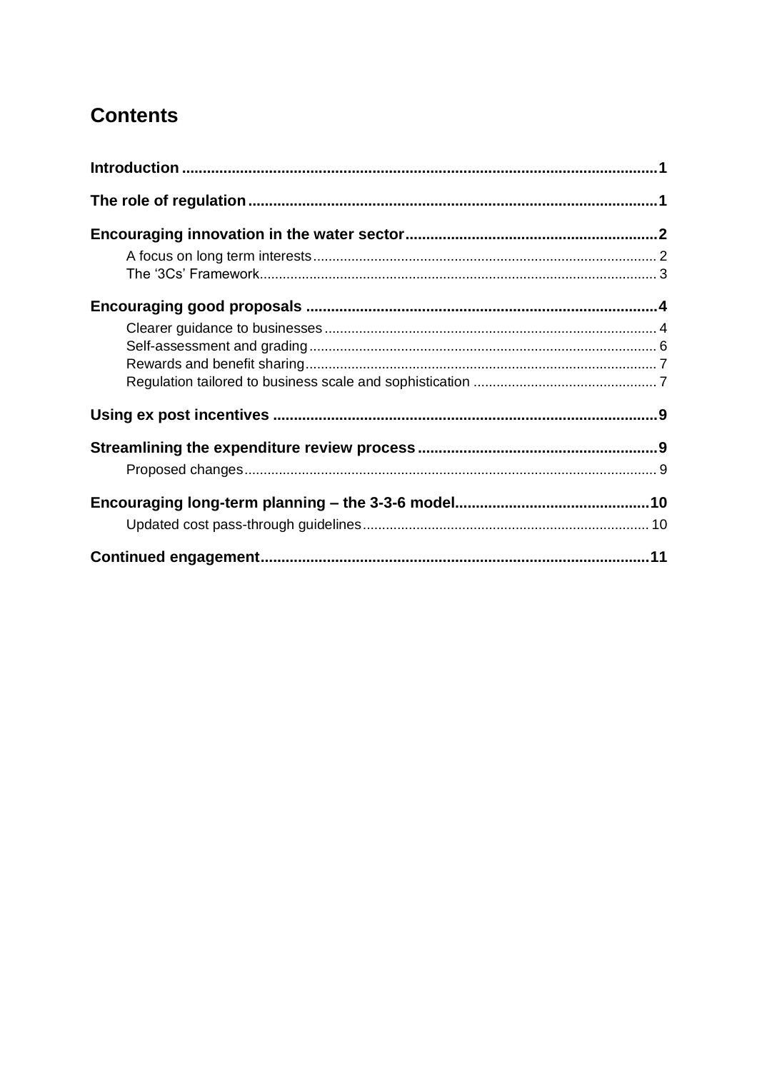# Contents

**Introduction** .......... **1**

**The role of regulation** .......... **1**

**Encouraging innovation in the water sector** .......... **2**

- A focus on long term interests .......... 2
- The '3Cs' Framework .......... 3

**Encouraging good proposals** .......... **4**

- Clearer guidance to businesses .......... 4
- Self-assessment and grading .......... 6
- Rewards and benefit sharing .......... 7
- Regulation tailored to business scale and sophistication .......... 7

**Using ex post incentives** .......... **9**

**Streamlining the expenditure review process** .......... **9**

- Proposed changes .......... 9

**Encouraging long-term planning – the 3-3-6 model** .......... **10**

- Updated cost pass-through guidelines .......... 10

**Continued engagement** .......... **11**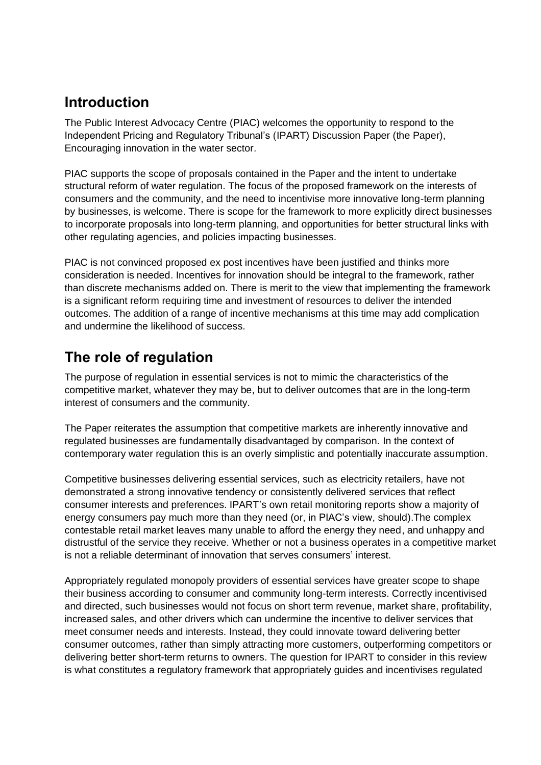## Introduction

The Public Interest Advocacy Centre (PIAC) welcomes the opportunity to respond to the Independent Pricing and Regulatory Tribunal's (IPART) Discussion Paper (the Paper), Encouraging innovation in the water sector.

PIAC supports the scope of proposals contained in the Paper and the intent to undertake structural reform of water regulation. The focus of the proposed framework on the interests of consumers and the community, and the need to incentivise more innovative long-term planning by businesses, is welcome. There is scope for the framework to more explicitly direct businesses to incorporate proposals into long-term planning, and opportunities for better structural links with other regulating agencies, and policies impacting businesses.

PIAC is not convinced proposed ex post incentives have been justified and thinks more consideration is needed. Incentives for innovation should be integral to the framework, rather than discrete mechanisms added on. There is merit to the view that implementing the framework is a significant reform requiring time and investment of resources to deliver the intended outcomes. The addition of a range of incentive mechanisms at this time may add complication and undermine the likelihood of success.

## The role of regulation

The purpose of regulation in essential services is not to mimic the characteristics of the competitive market, whatever they may be, but to deliver outcomes that are in the long-term interest of consumers and the community.

The Paper reiterates the assumption that competitive markets are inherently innovative and regulated businesses are fundamentally disadvantaged by comparison. In the context of contemporary water regulation this is an overly simplistic and potentially inaccurate assumption.

Competitive businesses delivering essential services, such as electricity retailers, have not demonstrated a strong innovative tendency or consistently delivered services that reflect consumer interests and preferences. IPART's own retail monitoring reports show a majority of energy consumers pay much more than they need (or, in PIAC's view, should).The complex contestable retail market leaves many unable to afford the energy they need, and unhappy and distrustful of the service they receive. Whether or not a business operates in a competitive market is not a reliable determinant of innovation that serves consumers' interest.

Appropriately regulated monopoly providers of essential services have greater scope to shape their business according to consumer and community long-term interests. Correctly incentivised and directed, such businesses would not focus on short term revenue, market share, profitability, increased sales, and other drivers which can undermine the incentive to deliver services that meet consumer needs and interests. Instead, they could innovate toward delivering better consumer outcomes, rather than simply attracting more customers, outperforming competitors or delivering better short-term returns to owners. The question for IPART to consider in this review is what constitutes a regulatory framework that appropriately guides and incentivises regulated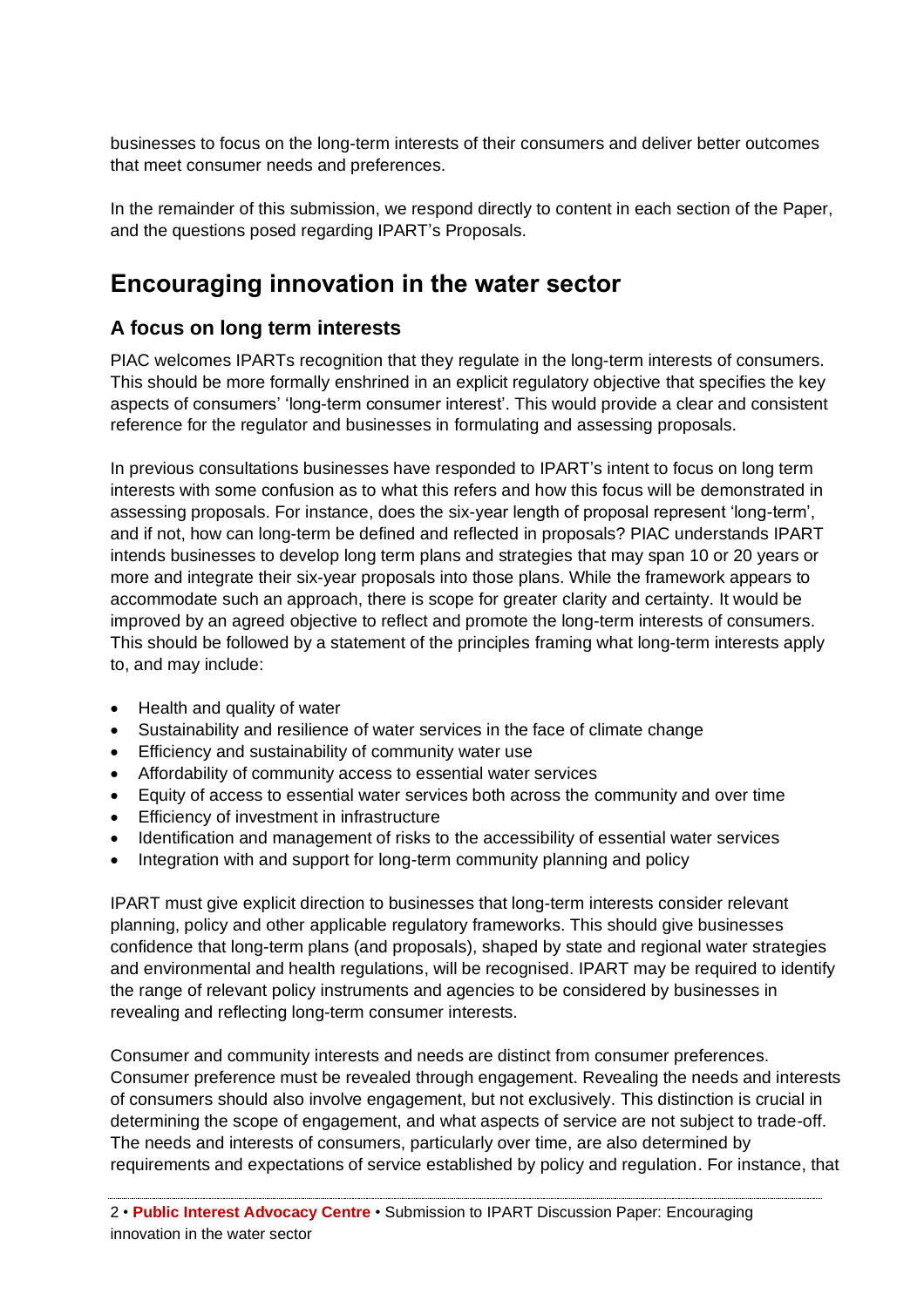businesses to focus on the long-term interests of their consumers and deliver better outcomes that meet consumer needs and preferences.

In the remainder of this submission, we respond directly to content in each section of the Paper, and the questions posed regarding IPART's Proposals.

# Encouraging innovation in the water sector

## A focus on long term interests

PIAC welcomes IPARTs recognition that they regulate in the long-term interests of consumers. This should be more formally enshrined in an explicit regulatory objective that specifies the key aspects of consumers' 'long-term consumer interest'. This would provide a clear and consistent reference for the regulator and businesses in formulating and assessing proposals.

In previous consultations businesses have responded to IPART's intent to focus on long term interests with some confusion as to what this refers and how this focus will be demonstrated in assessing proposals. For instance, does the six-year length of proposal represent 'long-term', and if not, how can long-term be defined and reflected in proposals? PIAC understands IPART intends businesses to develop long term plans and strategies that may span 10 or 20 years or more and integrate their six-year proposals into those plans. While the framework appears to accommodate such an approach, there is scope for greater clarity and certainty. It would be improved by an agreed objective to reflect and promote the long-term interests of consumers. This should be followed by a statement of the principles framing what long-term interests apply to, and may include:

- Health and quality of water
- Sustainability and resilience of water services in the face of climate change
- Efficiency and sustainability of community water use
- Affordability of community access to essential water services
- Equity of access to essential water services both across the community and over time
- Efficiency of investment in infrastructure
- Identification and management of risks to the accessibility of essential water services
- Integration with and support for long-term community planning and policy

IPART must give explicit direction to businesses that long-term interests consider relevant planning, policy and other applicable regulatory frameworks. This should give businesses confidence that long-term plans (and proposals), shaped by state and regional water strategies and environmental and health regulations, will be recognised. IPART may be required to identify the range of relevant policy instruments and agencies to be considered by businesses in revealing and reflecting long-term consumer interests.

Consumer and community interests and needs are distinct from consumer preferences. Consumer preference must be revealed through engagement. Revealing the needs and interests of consumers should also involve engagement, but not exclusively. This distinction is crucial in determining the scope of engagement, and what aspects of service are not subject to trade-off. The needs and interests of consumers, particularly over time, are also determined by requirements and expectations of service established by policy and regulation. For instance, that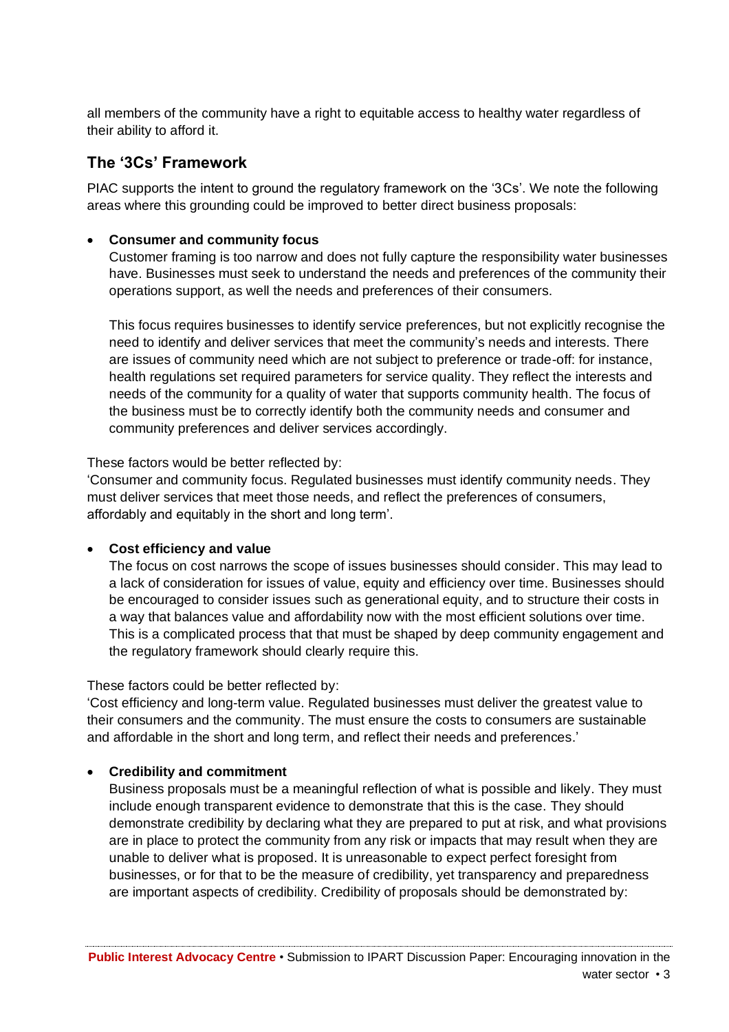all members of the community have a right to equitable access to healthy water regardless of their ability to afford it.

## The '3Cs' Framework

PIAC supports the intent to ground the regulatory framework on the '3Cs'. We note the following areas where this grounding could be improved to better direct business proposals:

- **Consumer and community focus**
  Customer framing is too narrow and does not fully capture the responsibility water businesses have. Businesses must seek to understand the needs and preferences of the community their operations support, as well the needs and preferences of their consumers.

  This focus requires businesses to identify service preferences, but not explicitly recognise the need to identify and deliver services that meet the community's needs and interests. There are issues of community need which are not subject to preference or trade-off: for instance, health regulations set required parameters for service quality. They reflect the interests and needs of the community for a quality of water that supports community health. The focus of the business must be to correctly identify both the community needs and consumer and community preferences and deliver services accordingly.

These factors would be better reflected by:
'Consumer and community focus. Regulated businesses must identify community needs. They must deliver services that meet those needs, and reflect the preferences of consumers, affordably and equitably in the short and long term'.

- **Cost efficiency and value**
  The focus on cost narrows the scope of issues businesses should consider. This may lead to a lack of consideration for issues of value, equity and efficiency over time. Businesses should be encouraged to consider issues such as generational equity, and to structure their costs in a way that balances value and affordability now with the most efficient solutions over time. This is a complicated process that that must be shaped by deep community engagement and the regulatory framework should clearly require this.

These factors could be better reflected by:
'Cost efficiency and long-term value. Regulated businesses must deliver the greatest value to their consumers and the community. The must ensure the costs to consumers are sustainable and affordable in the short and long term, and reflect their needs and preferences.'

- **Credibility and commitment**
  Business proposals must be a meaningful reflection of what is possible and likely. They must include enough transparent evidence to demonstrate that this is the case. They should demonstrate credibility by declaring what they are prepared to put at risk, and what provisions are in place to protect the community from any risk or impacts that may result when they are unable to deliver what is proposed. It is unreasonable to expect perfect foresight from businesses, or for that to be the measure of credibility, yet transparency and preparedness are important aspects of credibility. Credibility of proposals should be demonstrated by: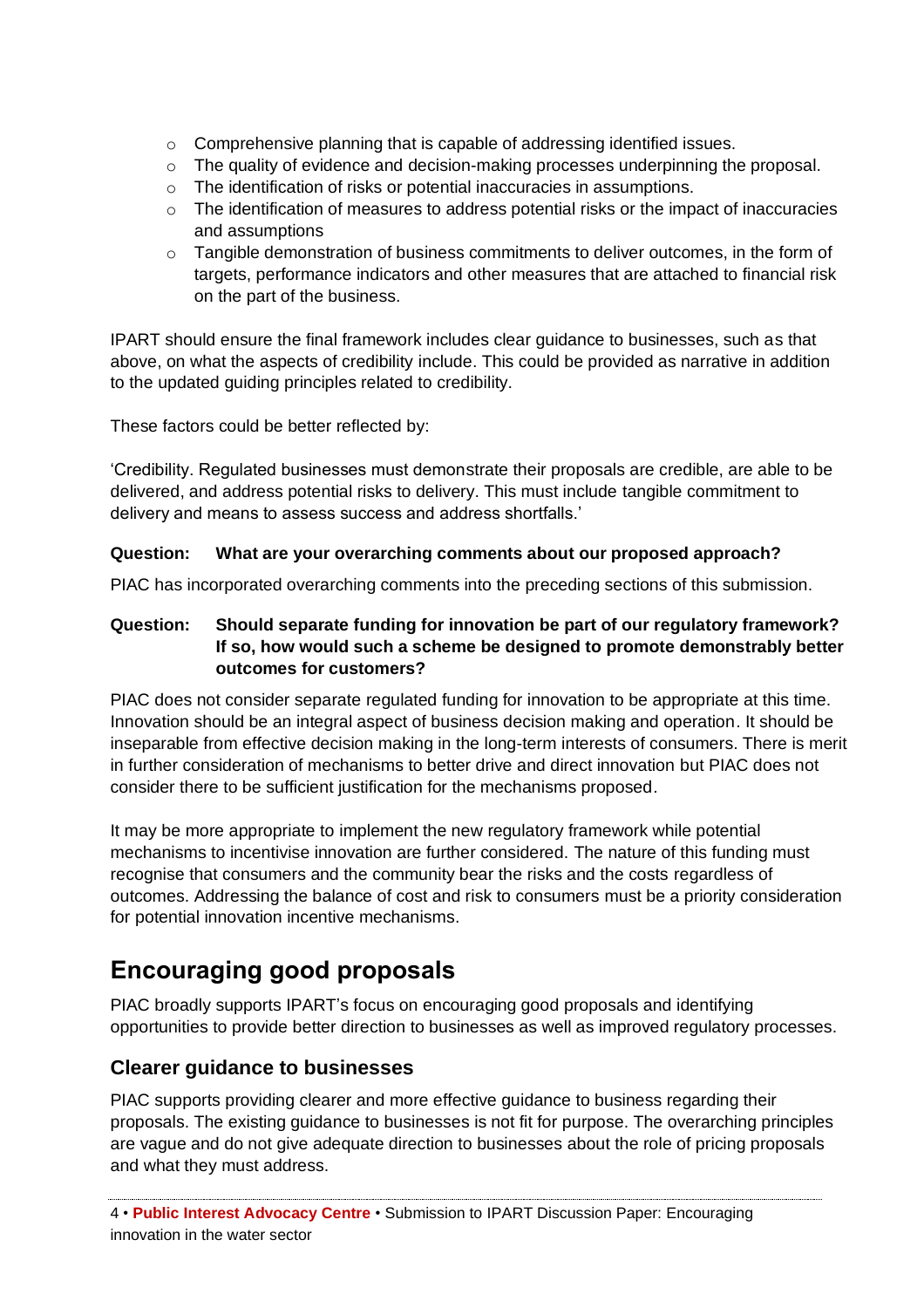- Comprehensive planning that is capable of addressing identified issues.
- The quality of evidence and decision-making processes underpinning the proposal.
- The identification of risks or potential inaccuracies in assumptions.
- The identification of measures to address potential risks or the impact of inaccuracies and assumptions
- Tangible demonstration of business commitments to deliver outcomes, in the form of targets, performance indicators and other measures that are attached to financial risk on the part of the business.

IPART should ensure the final framework includes clear guidance to businesses, such as that above, on what the aspects of credibility include. This could be provided as narrative in addition to the updated guiding principles related to credibility.

These factors could be better reflected by:

'Credibility. Regulated businesses must demonstrate their proposals are credible, are able to be delivered, and address potential risks to delivery. This must include tangible commitment to delivery and means to assess success and address shortfalls.'

**Question: What are your overarching comments about our proposed approach?**

PIAC has incorporated overarching comments into the preceding sections of this submission.

**Question: Should separate funding for innovation be part of our regulatory framework? If so, how would such a scheme be designed to promote demonstrably better outcomes for customers?**

PIAC does not consider separate regulated funding for innovation to be appropriate at this time. Innovation should be an integral aspect of business decision making and operation. It should be inseparable from effective decision making in the long-term interests of consumers. There is merit in further consideration of mechanisms to better drive and direct innovation but PIAC does not consider there to be sufficient justification for the mechanisms proposed.

It may be more appropriate to implement the new regulatory framework while potential mechanisms to incentivise innovation are further considered. The nature of this funding must recognise that consumers and the community bear the risks and the costs regardless of outcomes. Addressing the balance of cost and risk to consumers must be a priority consideration for potential innovation incentive mechanisms.

## Encouraging good proposals

PIAC broadly supports IPART's focus on encouraging good proposals and identifying opportunities to provide better direction to businesses as well as improved regulatory processes.

### Clearer guidance to businesses

PIAC supports providing clearer and more effective guidance to business regarding their proposals. The existing guidance to businesses is not fit for purpose. The overarching principles are vague and do not give adequate direction to businesses about the role of pricing proposals and what they must address.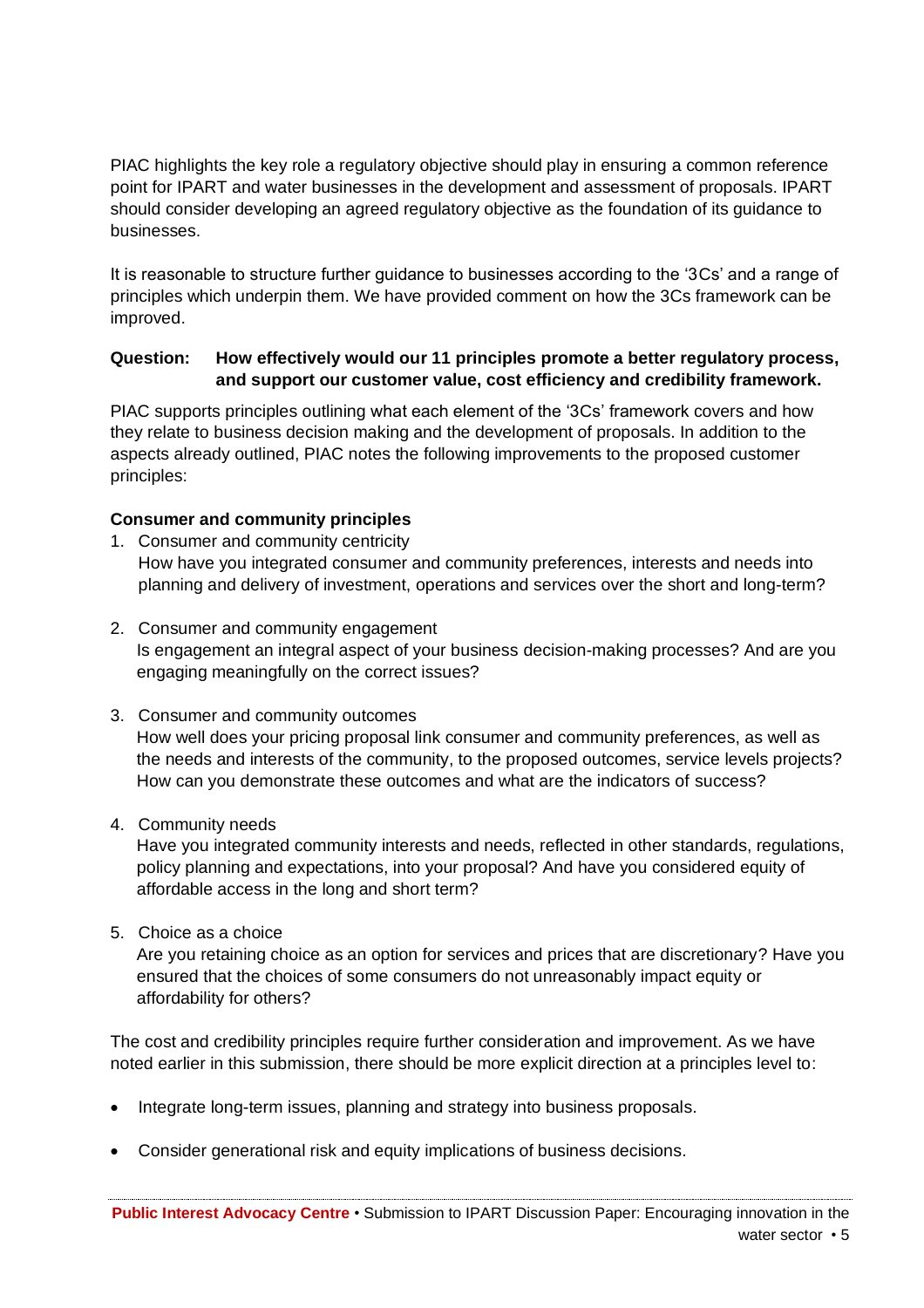PIAC highlights the key role a regulatory objective should play in ensuring a common reference point for IPART and water businesses in the development and assessment of proposals. IPART should consider developing an agreed regulatory objective as the foundation of its guidance to businesses.

It is reasonable to structure further guidance to businesses according to the '3Cs' and a range of principles which underpin them. We have provided comment on how the 3Cs framework can be improved.

**Question: How effectively would our 11 principles promote a better regulatory process, and support our customer value, cost efficiency and credibility framework.**

PIAC supports principles outlining what each element of the '3Cs' framework covers and how they relate to business decision making and the development of proposals. In addition to the aspects already outlined, PIAC notes the following improvements to the proposed customer principles:

**Consumer and community principles**

1. Consumer and community centricity
   How have you integrated consumer and community preferences, interests and needs into planning and delivery of investment, operations and services over the short and long-term?

2. Consumer and community engagement
   Is engagement an integral aspect of your business decision-making processes? And are you engaging meaningfully on the correct issues?

3. Consumer and community outcomes
   How well does your pricing proposal link consumer and community preferences, as well as the needs and interests of the community, to the proposed outcomes, service levels projects? How can you demonstrate these outcomes and what are the indicators of success?

4. Community needs
   Have you integrated community interests and needs, reflected in other standards, regulations, policy planning and expectations, into your proposal? And have you considered equity of affordable access in the long and short term?

5. Choice as a choice
   Are you retaining choice as an option for services and prices that are discretionary? Have you ensured that the choices of some consumers do not unreasonably impact equity or affordability for others?

The cost and credibility principles require further consideration and improvement. As we have noted earlier in this submission, there should be more explicit direction at a principles level to:

- Integrate long-term issues, planning and strategy into business proposals.
- Consider generational risk and equity implications of business decisions.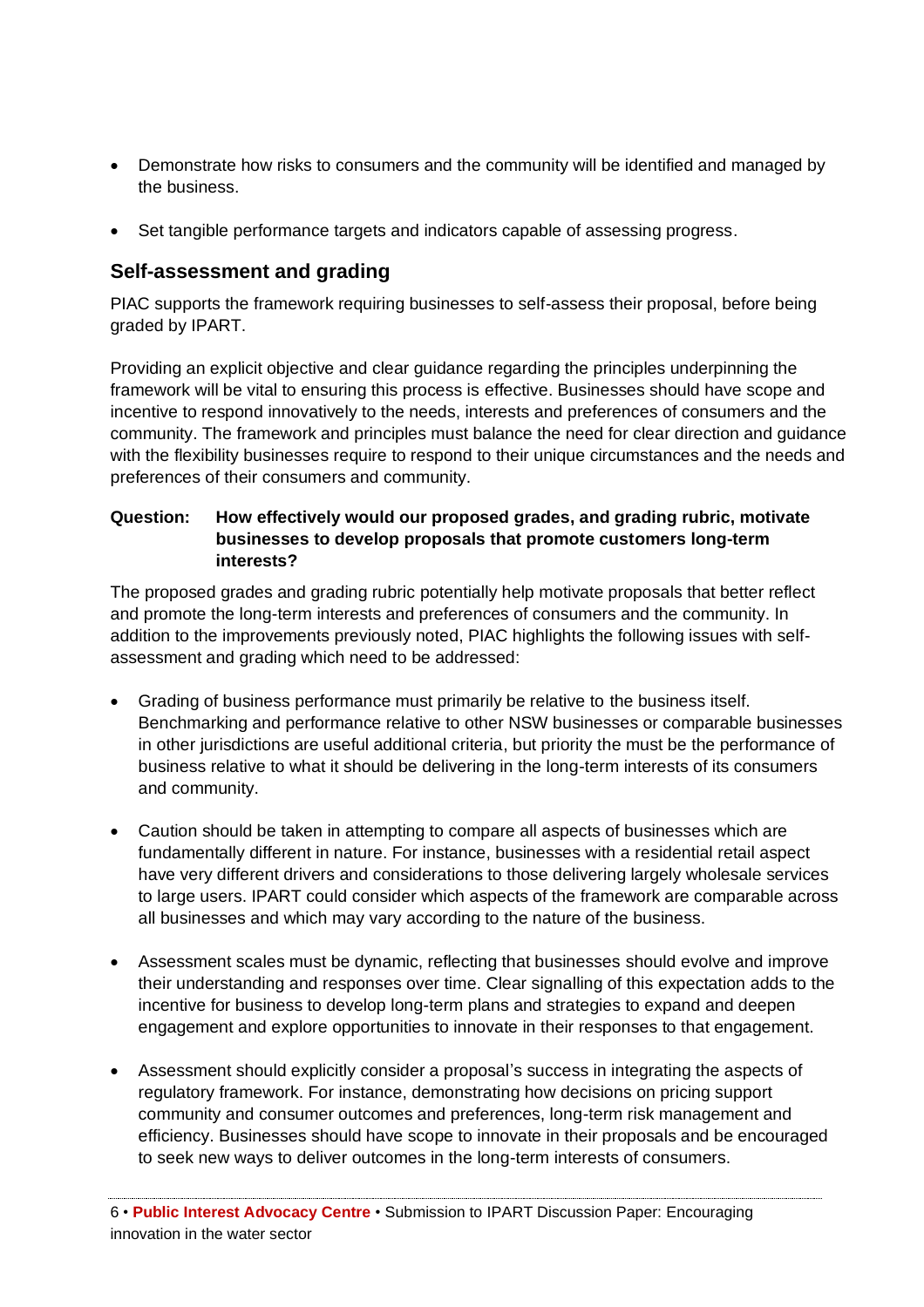- Demonstrate how risks to consumers and the community will be identified and managed by the business.
- Set tangible performance targets and indicators capable of assessing progress.

## Self-assessment and grading

PIAC supports the framework requiring businesses to self-assess their proposal, before being graded by IPART.

Providing an explicit objective and clear guidance regarding the principles underpinning the framework will be vital to ensuring this process is effective. Businesses should have scope and incentive to respond innovatively to the needs, interests and preferences of consumers and the community. The framework and principles must balance the need for clear direction and guidance with the flexibility businesses require to respond to their unique circumstances and the needs and preferences of their consumers and community.

**Question: How effectively would our proposed grades, and grading rubric, motivate businesses to develop proposals that promote customers long-term interests?**

The proposed grades and grading rubric potentially help motivate proposals that better reflect and promote the long-term interests and preferences of consumers and the community. In addition to the improvements previously noted, PIAC highlights the following issues with self-assessment and grading which need to be addressed:

- Grading of business performance must primarily be relative to the business itself. Benchmarking and performance relative to other NSW businesses or comparable businesses in other jurisdictions are useful additional criteria, but priority the must be the performance of business relative to what it should be delivering in the long-term interests of its consumers and community.
- Caution should be taken in attempting to compare all aspects of businesses which are fundamentally different in nature. For instance, businesses with a residential retail aspect have very different drivers and considerations to those delivering largely wholesale services to large users. IPART could consider which aspects of the framework are comparable across all businesses and which may vary according to the nature of the business.
- Assessment scales must be dynamic, reflecting that businesses should evolve and improve their understanding and responses over time. Clear signalling of this expectation adds to the incentive for business to develop long-term plans and strategies to expand and deepen engagement and explore opportunities to innovate in their responses to that engagement.
- Assessment should explicitly consider a proposal's success in integrating the aspects of regulatory framework. For instance, demonstrating how decisions on pricing support community and consumer outcomes and preferences, long-term risk management and efficiency. Businesses should have scope to innovate in their proposals and be encouraged to seek new ways to deliver outcomes in the long-term interests of consumers.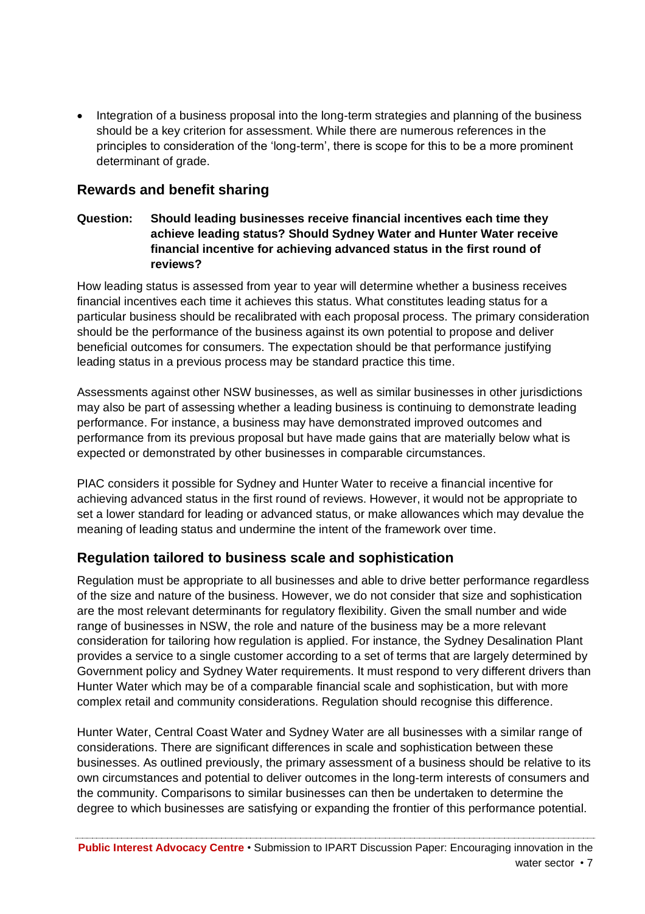- Integration of a business proposal into the long-term strategies and planning of the business should be a key criterion for assessment. While there are numerous references in the principles to consideration of the 'long-term', there is scope for this to be a more prominent determinant of grade.

## Rewards and benefit sharing

**Question: Should leading businesses receive financial incentives each time they achieve leading status? Should Sydney Water and Hunter Water receive financial incentive for achieving advanced status in the first round of reviews?**

How leading status is assessed from year to year will determine whether a business receives financial incentives each time it achieves this status. What constitutes leading status for a particular business should be recalibrated with each proposal process. The primary consideration should be the performance of the business against its own potential to propose and deliver beneficial outcomes for consumers. The expectation should be that performance justifying leading status in a previous process may be standard practice this time.

Assessments against other NSW businesses, as well as similar businesses in other jurisdictions may also be part of assessing whether a leading business is continuing to demonstrate leading performance. For instance, a business may have demonstrated improved outcomes and performance from its previous proposal but have made gains that are materially below what is expected or demonstrated by other businesses in comparable circumstances.

PIAC considers it possible for Sydney and Hunter Water to receive a financial incentive for achieving advanced status in the first round of reviews. However, it would not be appropriate to set a lower standard for leading or advanced status, or make allowances which may devalue the meaning of leading status and undermine the intent of the framework over time.

## Regulation tailored to business scale and sophistication

Regulation must be appropriate to all businesses and able to drive better performance regardless of the size and nature of the business. However, we do not consider that size and sophistication are the most relevant determinants for regulatory flexibility. Given the small number and wide range of businesses in NSW, the role and nature of the business may be a more relevant consideration for tailoring how regulation is applied. For instance, the Sydney Desalination Plant provides a service to a single customer according to a set of terms that are largely determined by Government policy and Sydney Water requirements. It must respond to very different drivers than Hunter Water which may be of a comparable financial scale and sophistication, but with more complex retail and community considerations. Regulation should recognise this difference.

Hunter Water, Central Coast Water and Sydney Water are all businesses with a similar range of considerations. There are significant differences in scale and sophistication between these businesses. As outlined previously, the primary assessment of a business should be relative to its own circumstances and potential to deliver outcomes in the long-term interests of consumers and the community. Comparisons to similar businesses can then be undertaken to determine the degree to which businesses are satisfying or expanding the frontier of this performance potential.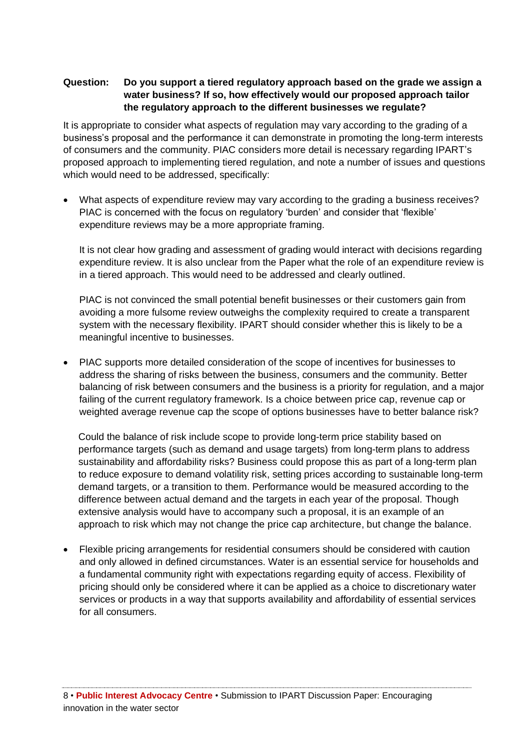**Question: Do you support a tiered regulatory approach based on the grade we assign a water business? If so, how effectively would our proposed approach tailor the regulatory approach to the different businesses we regulate?**

It is appropriate to consider what aspects of regulation may vary according to the grading of a business's proposal and the performance it can demonstrate in promoting the long-term interests of consumers and the community. PIAC considers more detail is necessary regarding IPART's proposed approach to implementing tiered regulation, and note a number of issues and questions which would need to be addressed, specifically:

- What aspects of expenditure review may vary according to the grading a business receives? PIAC is concerned with the focus on regulatory 'burden' and consider that 'flexible' expenditure reviews may be a more appropriate framing.

  It is not clear how grading and assessment of grading would interact with decisions regarding expenditure review. It is also unclear from the Paper what the role of an expenditure review is in a tiered approach. This would need to be addressed and clearly outlined.

  PIAC is not convinced the small potential benefit businesses or their customers gain from avoiding a more fulsome review outweighs the complexity required to create a transparent system with the necessary flexibility. IPART should consider whether this is likely to be a meaningful incentive to businesses.

- PIAC supports more detailed consideration of the scope of incentives for businesses to address the sharing of risks between the business, consumers and the community. Better balancing of risk between consumers and the business is a priority for regulation, and a major failing of the current regulatory framework. Is a choice between price cap, revenue cap or weighted average revenue cap the scope of options businesses have to better balance risk?

  Could the balance of risk include scope to provide long-term price stability based on performance targets (such as demand and usage targets) from long-term plans to address sustainability and affordability risks? Business could propose this as part of a long-term plan to reduce exposure to demand volatility risk, setting prices according to sustainable long-term demand targets, or a transition to them. Performance would be measured according to the difference between actual demand and the targets in each year of the proposal. Though extensive analysis would have to accompany such a proposal, it is an example of an approach to risk which may not change the price cap architecture, but change the balance.

- Flexible pricing arrangements for residential consumers should be considered with caution and only allowed in defined circumstances. Water is an essential service for households and a fundamental community right with expectations regarding equity of access. Flexibility of pricing should only be considered where it can be applied as a choice to discretionary water services or products in a way that supports availability and affordability of essential services for all consumers.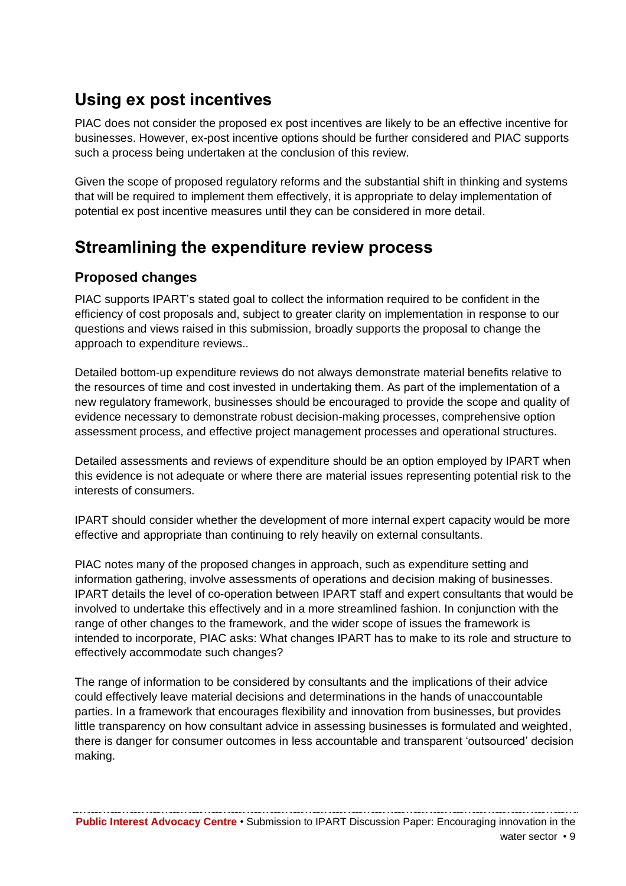## Using ex post incentives

PIAC does not consider the proposed ex post incentives are likely to be an effective incentive for businesses. However, ex-post incentive options should be further considered and PIAC supports such a process being undertaken at the conclusion of this review.

Given the scope of proposed regulatory reforms and the substantial shift in thinking and systems that will be required to implement them effectively, it is appropriate to delay implementation of potential ex post incentive measures until they can be considered in more detail.

## Streamlining the expenditure review process

### Proposed changes

PIAC supports IPART's stated goal to collect the information required to be confident in the efficiency of cost proposals and, subject to greater clarity on implementation in response to our questions and views raised in this submission, broadly supports the proposal to change the approach to expenditure reviews..

Detailed bottom-up expenditure reviews do not always demonstrate material benefits relative to the resources of time and cost invested in undertaking them. As part of the implementation of a new regulatory framework, businesses should be encouraged to provide the scope and quality of evidence necessary to demonstrate robust decision-making processes, comprehensive option assessment process, and effective project management processes and operational structures.

Detailed assessments and reviews of expenditure should be an option employed by IPART when this evidence is not adequate or where there are material issues representing potential risk to the interests of consumers.

IPART should consider whether the development of more internal expert capacity would be more effective and appropriate than continuing to rely heavily on external consultants.

PIAC notes many of the proposed changes in approach, such as expenditure setting and information gathering, involve assessments of operations and decision making of businesses. IPART details the level of co-operation between IPART staff and expert consultants that would be involved to undertake this effectively and in a more streamlined fashion. In conjunction with the range of other changes to the framework, and the wider scope of issues the framework is intended to incorporate, PIAC asks: What changes IPART has to make to its role and structure to effectively accommodate such changes?

The range of information to be considered by consultants and the implications of their advice could effectively leave material decisions and determinations in the hands of unaccountable parties. In a framework that encourages flexibility and innovation from businesses, but provides little transparency on how consultant advice in assessing businesses is formulated and weighted, there is danger for consumer outcomes in less accountable and transparent 'outsourced' decision making.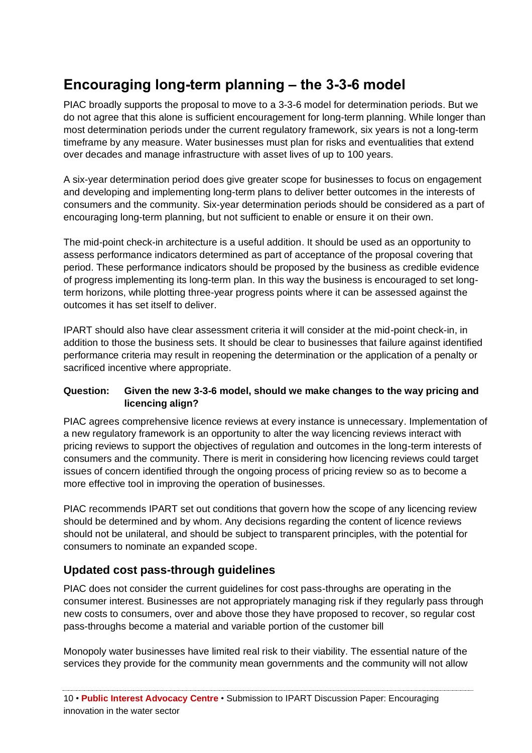## Encouraging long-term planning – the 3-3-6 model

PIAC broadly supports the proposal to move to a 3-3-6 model for determination periods. But we do not agree that this alone is sufficient encouragement for long-term planning. While longer than most determination periods under the current regulatory framework, six years is not a long-term timeframe by any measure. Water businesses must plan for risks and eventualities that extend over decades and manage infrastructure with asset lives of up to 100 years.

A six-year determination period does give greater scope for businesses to focus on engagement and developing and implementing long-term plans to deliver better outcomes in the interests of consumers and the community. Six-year determination periods should be considered as a part of encouraging long-term planning, but not sufficient to enable or ensure it on their own.

The mid-point check-in architecture is a useful addition. It should be used as an opportunity to assess performance indicators determined as part of acceptance of the proposal covering that period. These performance indicators should be proposed by the business as credible evidence of progress implementing its long-term plan. In this way the business is encouraged to set long-term horizons, while plotting three-year progress points where it can be assessed against the outcomes it has set itself to deliver.

IPART should also have clear assessment criteria it will consider at the mid-point check-in, in addition to those the business sets. It should be clear to businesses that failure against identified performance criteria may result in reopening the determination or the application of a penalty or sacrificed incentive where appropriate.

**Question: Given the new 3-3-6 model, should we make changes to the way pricing and licencing align?**

PIAC agrees comprehensive licence reviews at every instance is unnecessary. Implementation of a new regulatory framework is an opportunity to alter the way licencing reviews interact with pricing reviews to support the objectives of regulation and outcomes in the long-term interests of consumers and the community. There is merit in considering how licencing reviews could target issues of concern identified through the ongoing process of pricing review so as to become a more effective tool in improving the operation of businesses.

PIAC recommends IPART set out conditions that govern how the scope of any licencing review should be determined and by whom. Any decisions regarding the content of licence reviews should not be unilateral, and should be subject to transparent principles, with the potential for consumers to nominate an expanded scope.

### Updated cost pass-through guidelines

PIAC does not consider the current guidelines for cost pass-throughs are operating in the consumer interest. Businesses are not appropriately managing risk if they regularly pass through new costs to consumers, over and above those they have proposed to recover, so regular cost pass-throughs become a material and variable portion of the customer bill

Monopoly water businesses have limited real risk to their viability. The essential nature of the services they provide for the community mean governments and the community will not allow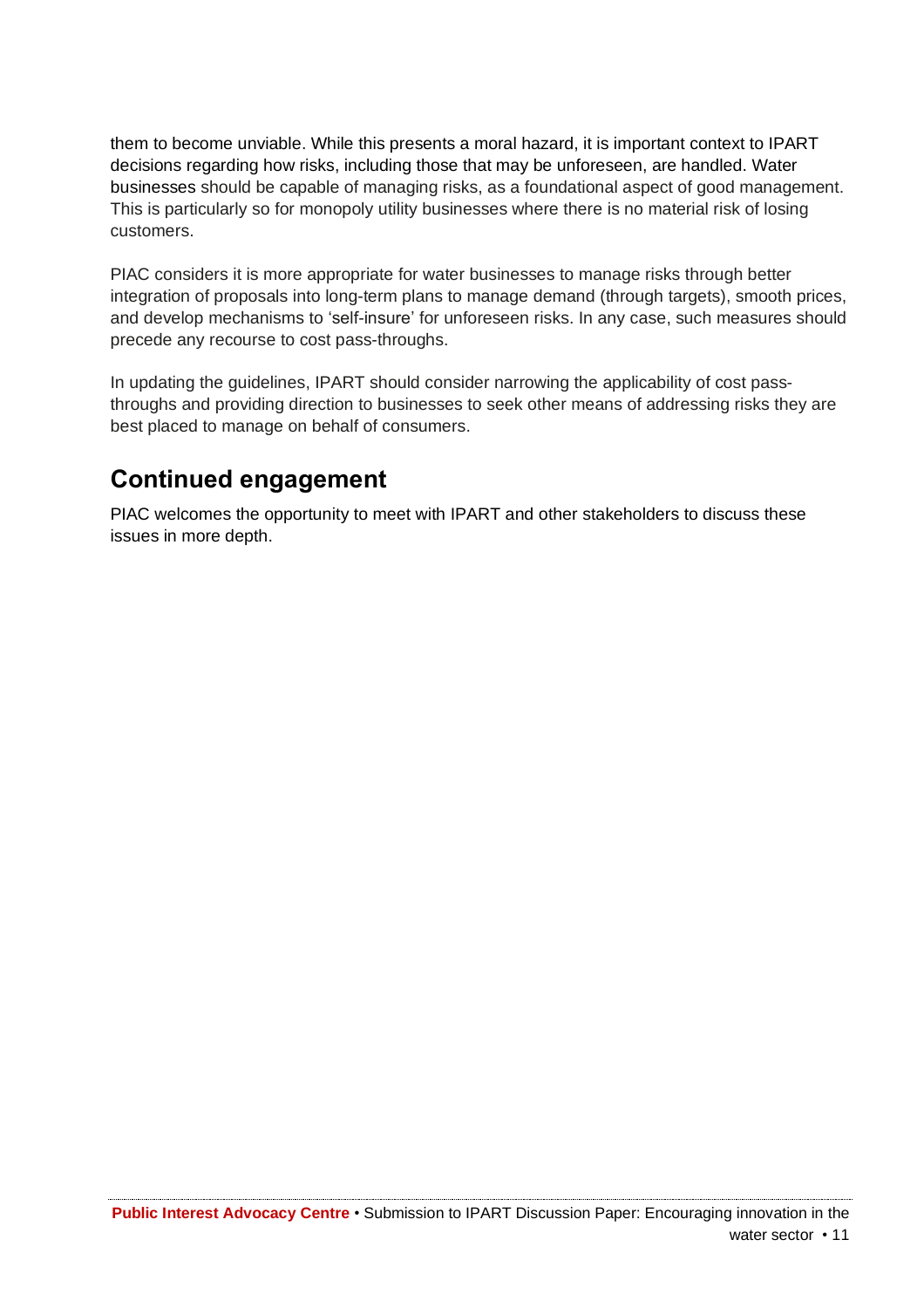them to become unviable. While this presents a moral hazard, it is important context to IPART decisions regarding how risks, including those that may be unforeseen, are handled. Water businesses should be capable of managing risks, as a foundational aspect of good management. This is particularly so for monopoly utility businesses where there is no material risk of losing customers.

PIAC considers it is more appropriate for water businesses to manage risks through better integration of proposals into long-term plans to manage demand (through targets), smooth prices, and develop mechanisms to 'self-insure' for unforeseen risks. In any case, such measures should precede any recourse to cost pass-throughs.

In updating the guidelines, IPART should consider narrowing the applicability of cost pass-throughs and providing direction to businesses to seek other means of addressing risks they are best placed to manage on behalf of consumers.

## Continued engagement

PIAC welcomes the opportunity to meet with IPART and other stakeholders to discuss these issues in more depth.